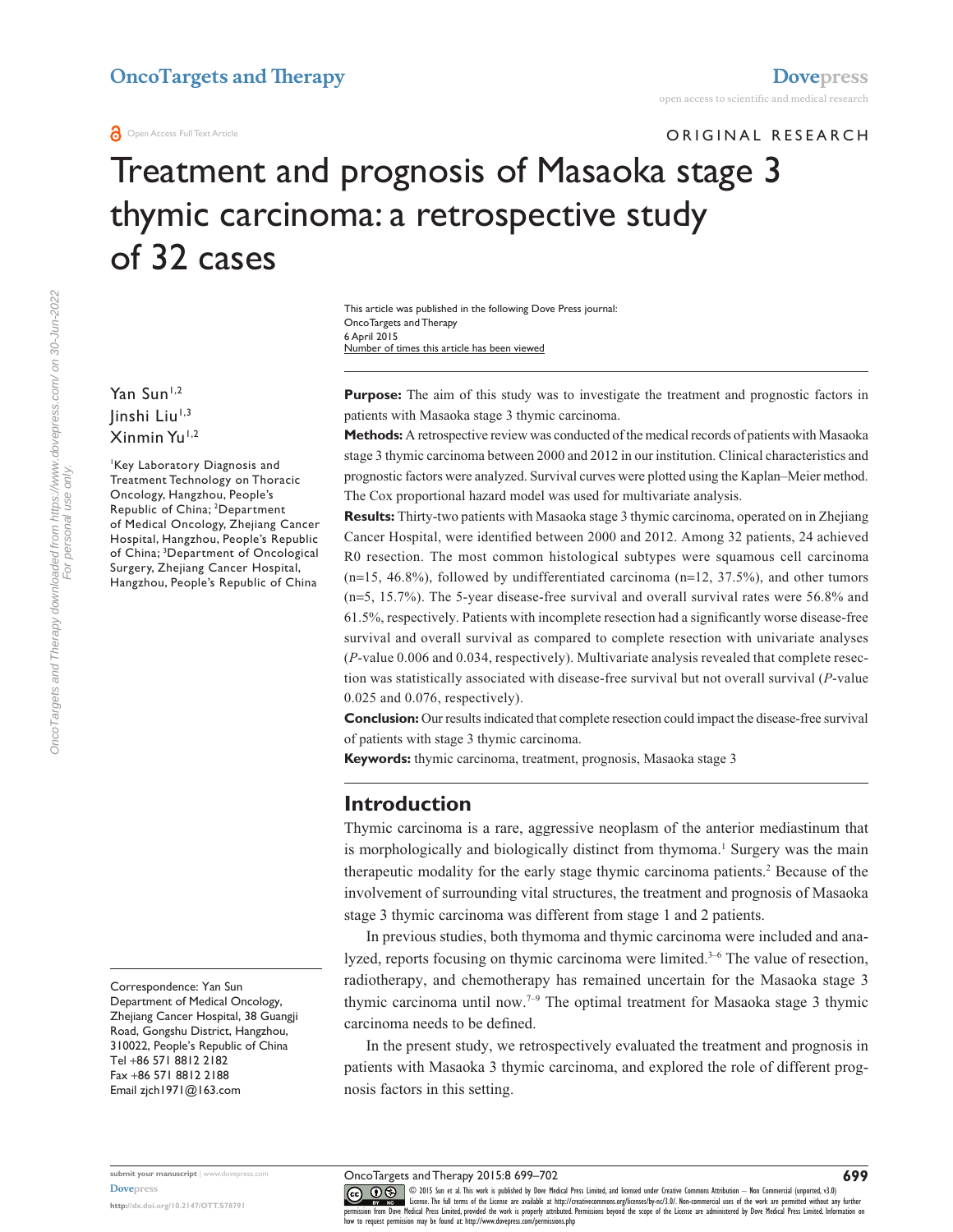ORIGINAL RESEARCH

# Treatment and prognosis of Masaoka stage 3 thymic carcinoma: a retrospective study of 32 cases

Yan Sun[1,2]
Jinshi Liu[1,3]
Xinmin Yu[1,2]

[1]Key Laboratory Diagnosis and Treatment Technology on Thoracic Oncology, Hangzhou, People's Republic of China; [2]Department of Medical Oncology, Zhejiang Cancer Hospital, Hangzhou, People's Republic of China; [3]Department of Oncological Surgery, Zhejiang Cancer Hospital, Hangzhou, People's Republic of China

Correspondence: Yan Sun
Department of Medical Oncology, Zhejiang Cancer Hospital, 38 Guangji Road, Gongshu District, Hangzhou, 310022, People's Republic of China
Tel +86 571 8812 2182
Fax +86 571 8812 2188
Email zjch1971@163.com

**Purpose:** The aim of this study was to investigate the treatment and prognostic factors in patients with Masaoka stage 3 thymic carcinoma.

**Methods:** A retrospective review was conducted of the medical records of patients with Masaoka stage 3 thymic carcinoma between 2000 and 2012 in our institution. Clinical characteristics and prognostic factors were analyzed. Survival curves were plotted using the Kaplan–Meier method. The Cox proportional hazard model was used for multivariate analysis.

**Results:** Thirty-two patients with Masaoka stage 3 thymic carcinoma, operated on in Zhejiang Cancer Hospital, were identified between 2000 and 2012. Among 32 patients, 24 achieved R0 resection. The most common histological subtypes were squamous cell carcinoma (n=15, 46.8%), followed by undifferentiated carcinoma (n=12, 37.5%), and other tumors (n=5, 15.7%). The 5-year disease-free survival and overall survival rates were 56.8% and 61.5%, respectively. Patients with incomplete resection had a significantly worse disease-free survival and overall survival as compared to complete resection with univariate analyses (*P*-value 0.006 and 0.034, respectively). Multivariate analysis revealed that complete resection was statistically associated with disease-free survival but not overall survival (*P*-value 0.025 and 0.076, respectively).

**Conclusion:** Our results indicated that complete resection could impact the disease-free survival of patients with stage 3 thymic carcinoma.

**Keywords:** thymic carcinoma, treatment, prognosis, Masaoka stage 3

## Introduction

Thymic carcinoma is a rare, aggressive neoplasm of the anterior mediastinum that is morphologically and biologically distinct from thymoma.[1] Surgery was the main therapeutic modality for the early stage thymic carcinoma patients.[2] Because of the involvement of surrounding vital structures, the treatment and prognosis of Masaoka stage 3 thymic carcinoma was different from stage 1 and 2 patients.

In previous studies, both thymoma and thymic carcinoma were included and analyzed, reports focusing on thymic carcinoma were limited.[3–6] The value of resection, radiotherapy, and chemotherapy has remained uncertain for the Masaoka stage 3 thymic carcinoma until now.[7–9] The optimal treatment for Masaoka stage 3 thymic carcinoma needs to be defined.

In the present study, we retrospectively evaluated the treatment and prognosis in patients with Masaoka 3 thymic carcinoma, and explored the role of different prognosis factors in this setting.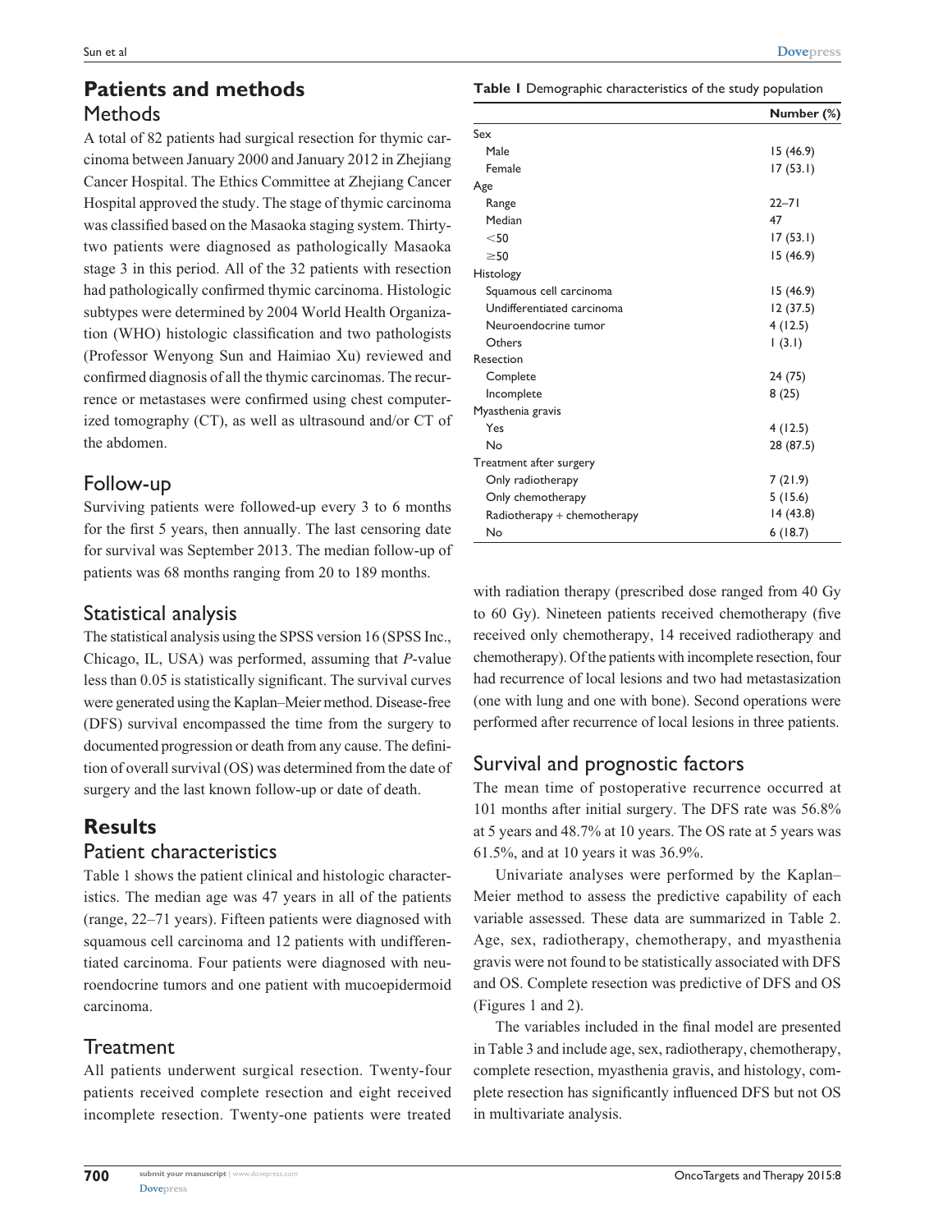## Patients and methods

### Methods

A total of 82 patients had surgical resection for thymic carcinoma between January 2000 and January 2012 in Zhejiang Cancer Hospital. The Ethics Committee at Zhejiang Cancer Hospital approved the study. The stage of thymic carcinoma was classified based on the Masaoka staging system. Thirty-two patients were diagnosed as pathologically Masaoka stage 3 in this period. All of the 32 patients with resection had pathologically confirmed thymic carcinoma. Histologic subtypes were determined by 2004 World Health Organization (WHO) histologic classification and two pathologists (Professor Wenyong Sun and Haimiao Xu) reviewed and confirmed diagnosis of all the thymic carcinomas. The recurrence or metastases were confirmed using chest computerized tomography (CT), as well as ultrasound and/or CT of the abdomen.

### Follow-up

Surviving patients were followed-up every 3 to 6 months for the first 5 years, then annually. The last censoring date for survival was September 2013. The median follow-up of patients was 68 months ranging from 20 to 189 months.

### Statistical analysis

The statistical analysis using the SPSS version 16 (SPSS Inc., Chicago, IL, USA) was performed, assuming that *P*-value less than 0.05 is statistically significant. The survival curves were generated using the Kaplan–Meier method. Disease-free (DFS) survival encompassed the time from the surgery to documented progression or death from any cause. The definition of overall survival (OS) was determined from the date of surgery and the last known follow-up or date of death.

## Results

### Patient characteristics

Table 1 shows the patient clinical and histologic characteristics. The median age was 47 years in all of the patients (range, 22–71 years). Fifteen patients were diagnosed with squamous cell carcinoma and 12 patients with undifferentiated carcinoma. Four patients were diagnosed with neuroendocrine tumors and one patient with mucoepidermoid carcinoma.

**Table 1** Demographic characteristics of the study population

| | Number (%) |
|---|---|
| Sex | |
| Male | 15 (46.9) |
| Female | 17 (53.1) |
| Age | |
| Range | 22–71 |
| Median | 47 |
| <50 | 17 (53.1) |
| ≥50 | 15 (46.9) |
| Histology | |
| Squamous cell carcinoma | 15 (46.9) |
| Undifferentiated carcinoma | 12 (37.5) |
| Neuroendocrine tumor | 4 (12.5) |
| Others | 1 (3.1) |
| Resection | |
| Complete | 24 (75) |
| Incomplete | 8 (25) |
| Myasthenia gravis | |
| Yes | 4 (12.5) |
| No | 28 (87.5) |
| Treatment after surgery | |
| Only radiotherapy | 7 (21.9) |
| Only chemotherapy | 5 (15.6) |
| Radiotherapy + chemotherapy | 14 (43.8) |
| No | 6 (18.7) |

### Treatment

All patients underwent surgical resection. Twenty-four patients received complete resection and eight received incomplete resection. Twenty-one patients were treated with radiation therapy (prescribed dose ranged from 40 Gy to 60 Gy). Nineteen patients received chemotherapy (five received only chemotherapy, 14 received radiotherapy and chemotherapy). Of the patients with incomplete resection, four had recurrence of local lesions and two had metastasization (one with lung and one with bone). Second operations were performed after recurrence of local lesions in three patients.

### Survival and prognostic factors

The mean time of postoperative recurrence occurred at 101 months after initial surgery. The DFS rate was 56.8% at 5 years and 48.7% at 10 years. The OS rate at 5 years was 61.5%, and at 10 years it was 36.9%.

Univariate analyses were performed by the Kaplan–Meier method to assess the predictive capability of each variable assessed. These data are summarized in Table 2. Age, sex, radiotherapy, chemotherapy, and myasthenia gravis were not found to be statistically associated with DFS and OS. Complete resection was predictive of DFS and OS (Figures 1 and 2).

The variables included in the final model are presented in Table 3 and include age, sex, radiotherapy, chemotherapy, complete resection, myasthenia gravis, and histology, complete resection has significantly influenced DFS but not OS in multivariate analysis.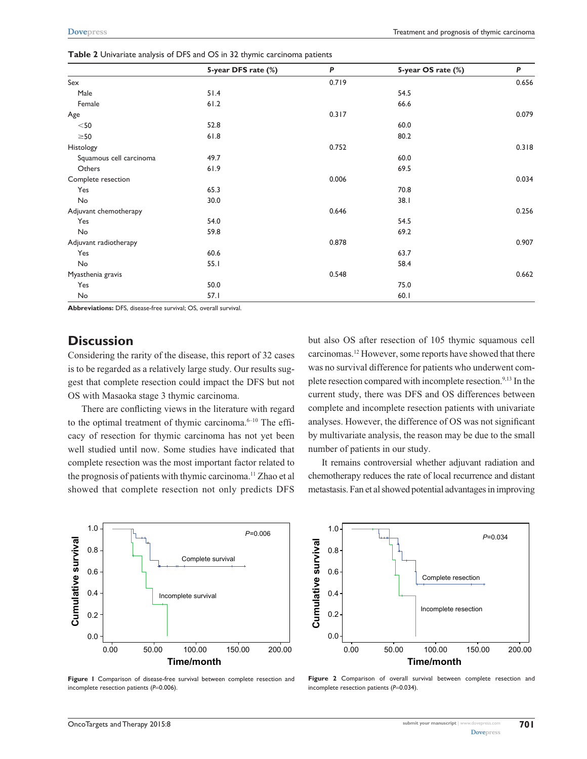**Table 2** Univariate analysis of DFS and OS in 32 thymic carcinoma patients

| | 5-year DFS rate (%) | *P* | 5-year OS rate (%) | *P* |
|---|---|---|---|---|
| Sex | | 0.719 | | 0.656 |
| Male | 51.4 | | 54.5 | |
| Female | 61.2 | | 66.6 | |
| Age | | 0.317 | | 0.079 |
| <50 | 52.8 | | 60.0 | |
| ≥50 | 61.8 | | 80.2 | |
| Histology | | 0.752 | | 0.318 |
| Squamous cell carcinoma | 49.7 | | 60.0 | |
| Others | 61.9 | | 69.5 | |
| Complete resection | | 0.006 | | 0.034 |
| Yes | 65.3 | | 70.8 | |
| No | 30.0 | | 38.1 | |
| Adjuvant chemotherapy | | 0.646 | | 0.256 |
| Yes | 54.0 | | 54.5 | |
| No | 59.8 | | 69.2 | |
| Adjuvant radiotherapy | | 0.878 | | 0.907 |
| Yes | 60.6 | | 63.7 | |
| No | 55.1 | | 58.4 | |
| Myasthenia gravis | | 0.548 | | 0.662 |
| Yes | 50.0 | | 75.0 | |
| No | 57.1 | | 60.1 | |

**Abbreviations:** DFS, disease-free survival; OS, overall survival.

## Discussion

Considering the rarity of the disease, this report of 32 cases is to be regarded as a relatively large study. Our results suggest that complete resection could impact the DFS but not OS with Masaoka stage 3 thymic carcinoma.

There are conflicting views in the literature with regard to the optimal treatment of thymic carcinoma.[6–10] The efficacy of resection for thymic carcinoma has not yet been well studied until now. Some studies have indicated that complete resection was the most important factor related to the prognosis of patients with thymic carcinoma.[11] Zhao et al showed that complete resection not only predicts DFS but also OS after resection of 105 thymic squamous cell carcinomas.[12] However, some reports have showed that there was no survival difference for patients who underwent complete resection compared with incomplete resection.[9,13] In the current study, there was DFS and OS differences between complete and incomplete resection patients with univariate analyses. However, the difference of OS was not significant by multivariate analysis, the reason may be due to the small number of patients in our study.

It remains controversial whether adjuvant radiation and chemotherapy reduces the rate of local recurrence and distant metastasis. Fan et al showed potential advantages in improving

**Figure 1** Comparison of disease-free survival between complete resection and incomplete resection patients (*P*=0.006).

**Figure 2** Comparison of overall survival between complete resection and incomplete resection patients (*P*=0.034).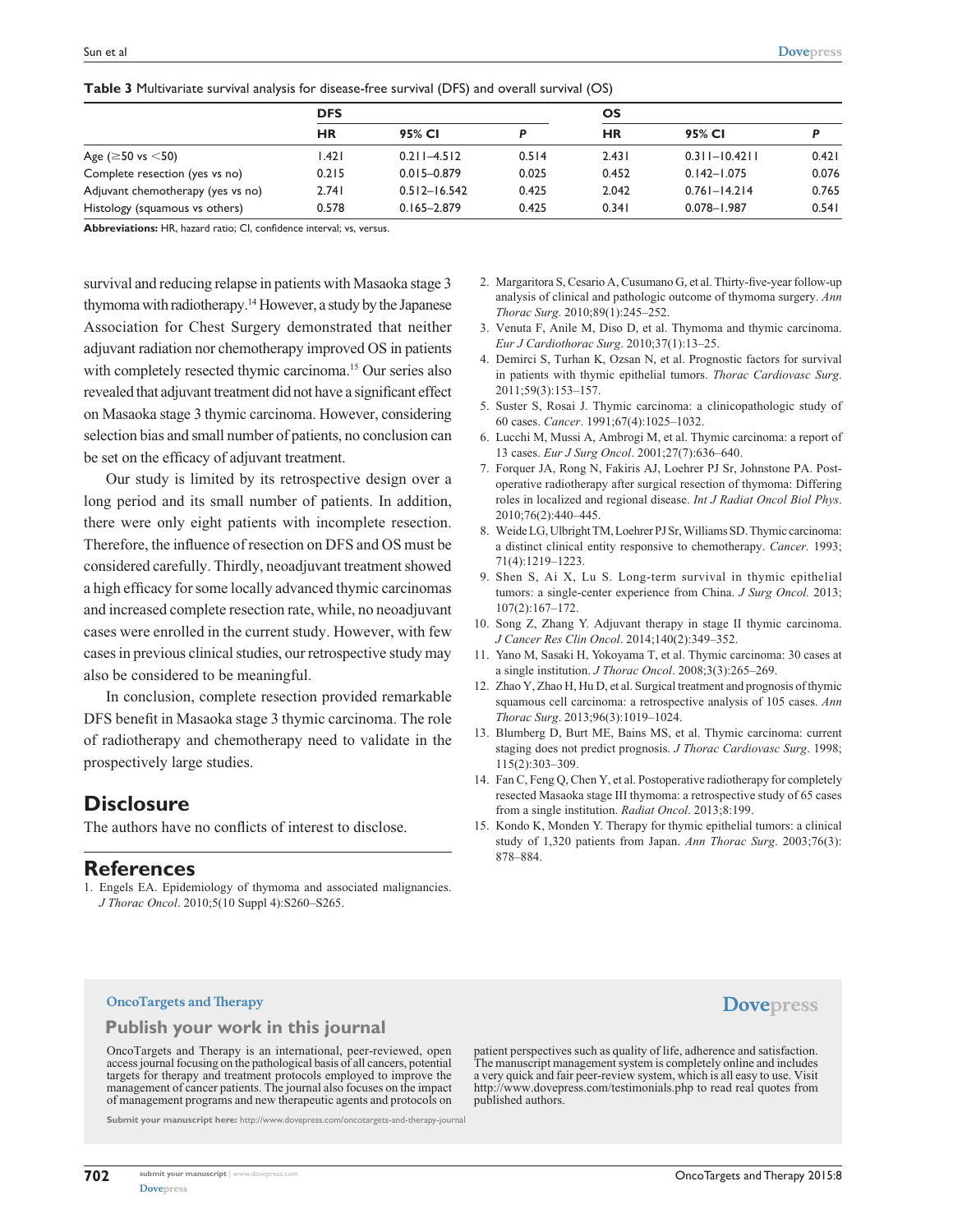**Table 3** Multivariate survival analysis for disease-free survival (DFS) and overall survival (OS)

| | DFS | | | OS | | |
|---|---|---|---|---|---|---|
| | HR | 95% CI | *P* | HR | 95% CI | *P* |
| Age (≥50 vs <50) | 1.421 | 0.211–4.512 | 0.514 | 2.431 | 0.311–10.4211 | 0.421 |
| Complete resection (yes vs no) | 0.215 | 0.015–0.879 | 0.025 | 0.452 | 0.142–1.075 | 0.076 |
| Adjuvant chemotherapy (yes vs no) | 2.741 | 0.512–16.542 | 0.425 | 2.042 | 0.761–14.214 | 0.765 |
| Histology (squamous vs others) | 0.578 | 0.165–2.879 | 0.425 | 0.341 | 0.078–1.987 | 0.541 |

**Abbreviations:** HR, hazard ratio; CI, confidence interval; vs, versus.

survival and reducing relapse in patients with Masaoka stage 3 thymoma with radiotherapy.[14] However, a study by the Japanese Association for Chest Surgery demonstrated that neither adjuvant radiation nor chemotherapy improved OS in patients with completely resected thymic carcinoma.[15] Our series also revealed that adjuvant treatment did not have a significant effect on Masaoka stage 3 thymic carcinoma. However, considering selection bias and small number of patients, no conclusion can be set on the efficacy of adjuvant treatment.

Our study is limited by its retrospective design over a long period and its small number of patients. In addition, there were only eight patients with incomplete resection. Therefore, the influence of resection on DFS and OS must be considered carefully. Thirdly, neoadjuvant treatment showed a high efficacy for some locally advanced thymic carcinomas and increased complete resection rate, while, no neoadjuvant cases were enrolled in the current study. However, with few cases in previous clinical studies, our retrospective study may also be considered to be meaningful.

In conclusion, complete resection provided remarkable DFS benefit in Masaoka stage 3 thymic carcinoma. The role of radiotherapy and chemotherapy need to validate in the prospectively large studies.

## Disclosure

The authors have no conflicts of interest to disclose.

## References

1. Engels EA. Epidemiology of thymoma and associated malignancies. *J Thorac Oncol*. 2010;5(10 Suppl 4):S260–S265.
2. Margaritora S, Cesario A, Cusumano G, et al. Thirty-five-year follow-up analysis of clinical and pathologic outcome of thymoma surgery. *Ann Thorac Surg*. 2010;89(1):245–252.
3. Venuta F, Anile M, Diso D, et al. Thymoma and thymic carcinoma. *Eur J Cardiothorac Surg*. 2010;37(1):13–25.
4. Demirci S, Turhan K, Ozsan N, et al. Prognostic factors for survival in patients with thymic epithelial tumors. *Thorac Cardiovasc Surg*. 2011;59(3):153–157.
5. Suster S, Rosai J. Thymic carcinoma: a clinicopathologic study of 60 cases. *Cancer*. 1991;67(4):1025–1032.
6. Lucchi M, Mussi A, Ambrogi M, et al. Thymic carcinoma: a report of 13 cases. *Eur J Surg Oncol*. 2001;27(7):636–640.
7. Forquer JA, Rong N, Fakiris AJ, Loehrer PJ Sr, Johnstone PA. Postoperative radiotherapy after surgical resection of thymoma: Differing roles in localized and regional disease. *Int J Radiat Oncol Biol Phys*. 2010;76(2):440–445.
8. Weide LG, Ulbright TM, Loehrer PJ Sr, Williams SD. Thymic carcinoma: a distinct clinical entity responsive to chemotherapy. *Cancer*. 1993; 71(4):1219–1223.
9. Shen S, Ai X, Lu S. Long-term survival in thymic epithelial tumors: a single-center experience from China. *J Surg Oncol*. 2013; 107(2):167–172.
10. Song Z, Zhang Y. Adjuvant therapy in stage II thymic carcinoma. *J Cancer Res Clin Oncol*. 2014;140(2):349–352.
11. Yano M, Sasaki H, Yokoyama T, et al. Thymic carcinoma: 30 cases at a single institution. *J Thorac Oncol*. 2008;3(3):265–269.
12. Zhao Y, Zhao H, Hu D, et al. Surgical treatment and prognosis of thymic squamous cell carcinoma: a retrospective analysis of 105 cases. *Ann Thorac Surg*. 2013;96(3):1019–1024.
13. Blumberg D, Burt ME, Bains MS, et al. Thymic carcinoma: current staging does not predict prognosis. *J Thorac Cardiovasc Surg*. 1998; 115(2):303–309.
14. Fan C, Feng Q, Chen Y, et al. Postoperative radiotherapy for completely resected Masaoka stage III thymoma: a retrospective study of 65 cases from a single institution. *Radiat Oncol*. 2013;8:199.
15. Kondo K, Monden Y. Therapy for thymic epithelial tumors: a clinical study of 1,320 patients from Japan. *Ann Thorac Surg*. 2003;76(3): 878–884.

**OncoTargets and Therapy**

**Publish your work in this journal**

OncoTargets and Therapy is an international, peer-reviewed, open access journal focusing on the pathological basis of all cancers, potential targets for therapy and treatment protocols employed to improve the management of cancer patients. The journal also focuses on the impact of management programs and new therapeutic agents and protocols on patient perspectives such as quality of life, adherence and satisfaction. The manuscript management system is completely online and includes a very quick and fair peer-review system, which is all easy to use. Visit http://www.dovepress.com/testimonials.php to read real quotes from published authors.

**Submit your manuscript here:** http://www.dovepress.com/oncotargets-and-therapy-journal